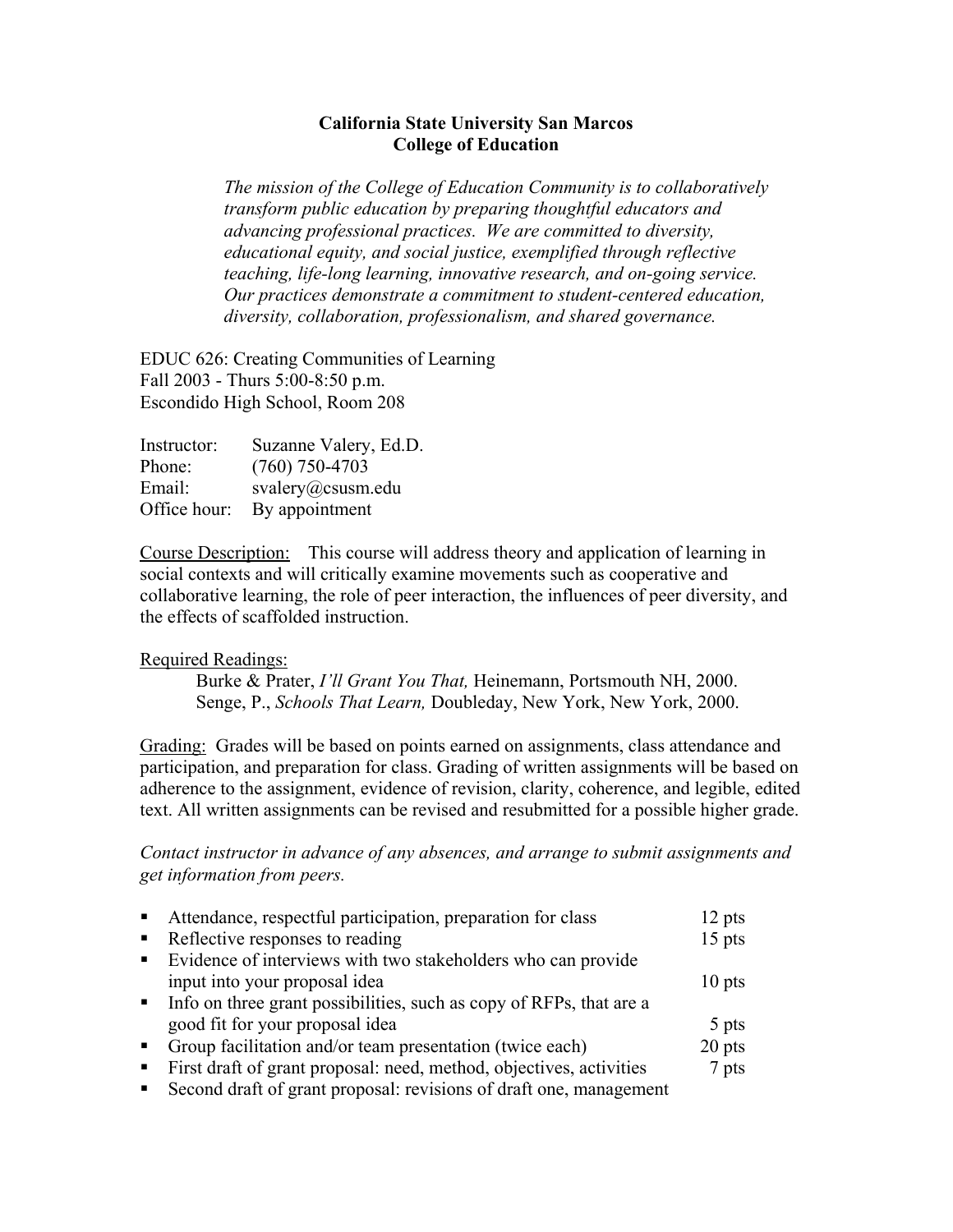**California State University San Marcos**
**College of Education**

*The mission of the College of Education Community is to collaboratively transform public education by preparing thoughtful educators and advancing professional practices. We are committed to diversity, educational equity, and social justice, exemplified through reflective teaching, life-long learning, innovative research, and on-going service. Our practices demonstrate a commitment to student-centered education, diversity, collaboration, professionalism, and shared governance.*

EDUC 626: Creating Communities of Learning
Fall 2003 - Thurs 5:00-8:50 p.m.
Escondido High School, Room 208

Instructor: Suzanne Valery, Ed.D.
Phone: (760) 750-4703
Email: svalery@csusm.edu
Office hour: By appointment

Course Description: This course will address theory and application of learning in social contexts and will critically examine movements such as cooperative and collaborative learning, the role of peer interaction, the influences of peer diversity, and the effects of scaffolded instruction.

Required Readings:

Burke & Prater, *I'll Grant You That,* Heinemann, Portsmouth NH, 2000.
Senge, P., *Schools That Learn,* Doubleday, New York, New York, 2000.

Grading: Grades will be based on points earned on assignments, class attendance and participation, and preparation for class. Grading of written assignments will be based on adherence to the assignment, evidence of revision, clarity, coherence, and legible, edited text. All written assignments can be revised and resubmitted for a possible higher grade.

*Contact instructor in advance of any absences, and arrange to submit assignments and get information from peers.*

- Attendance, respectful participation, preparation for class — 12 pts
- Reflective responses to reading — 15 pts
- Evidence of interviews with two stakeholders who can provide input into your proposal idea — 10 pts
- Info on three grant possibilities, such as copy of RFPs, that are a good fit for your proposal idea — 5 pts
- Group facilitation and/or team presentation (twice each) — 20 pts
- First draft of grant proposal: need, method, objectives, activities — 7 pts
- Second draft of grant proposal: revisions of draft one, management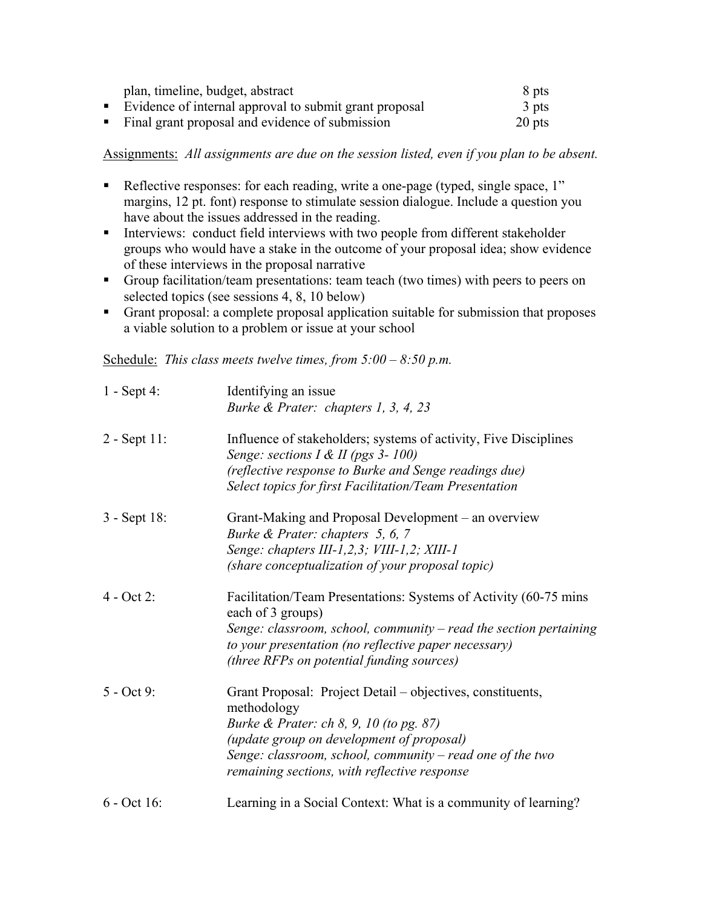plan, timeline, budget, abstract 8 pts

- Evidence of internal approval to submit grant proposal 3 pts
- Final grant proposal and evidence of submission 20 pts

Assignments: *All assignments are due on the session listed, even if you plan to be absent.*

- Reflective responses: for each reading, write a one-page (typed, single space, 1" margins, 12 pt. font) response to stimulate session dialogue. Include a question you have about the issues addressed in the reading.
- Interviews: conduct field interviews with two people from different stakeholder groups who would have a stake in the outcome of your proposal idea; show evidence of these interviews in the proposal narrative
- Group facilitation/team presentations: team teach (two times) with peers to peers on selected topics (see sessions 4, 8, 10 below)
- Grant proposal: a complete proposal application suitable for submission that proposes a viable solution to a problem or issue at your school

Schedule: *This class meets twelve times, from 5:00 – 8:50 p.m.*

1 - Sept 4: Identifying an issue
*Burke & Prater: chapters 1, 3, 4, 23*

2 - Sept 11: Influence of stakeholders; systems of activity, Five Disciplines
*Senge: sections I & II (pgs 3- 100)*
*(reflective response to Burke and Senge readings due)*
*Select topics for first Facilitation/Team Presentation*

3 - Sept 18: Grant-Making and Proposal Development – an overview
*Burke & Prater: chapters 5, 6, 7*
*Senge: chapters III-1,2,3; VIII-1,2; XIII-1*
*(share conceptualization of your proposal topic)*

4 - Oct 2: Facilitation/Team Presentations: Systems of Activity (60-75 mins each of 3 groups)
*Senge: classroom, school, community – read the section pertaining to your presentation (no reflective paper necessary)*
*(three RFPs on potential funding sources)*

5 - Oct 9: Grant Proposal: Project Detail – objectives, constituents, methodology
*Burke & Prater: ch 8, 9, 10 (to pg. 87)*
*(update group on development of proposal)*
*Senge: classroom, school, community – read one of the two remaining sections, with reflective response*

6 - Oct 16: Learning in a Social Context: What is a community of learning?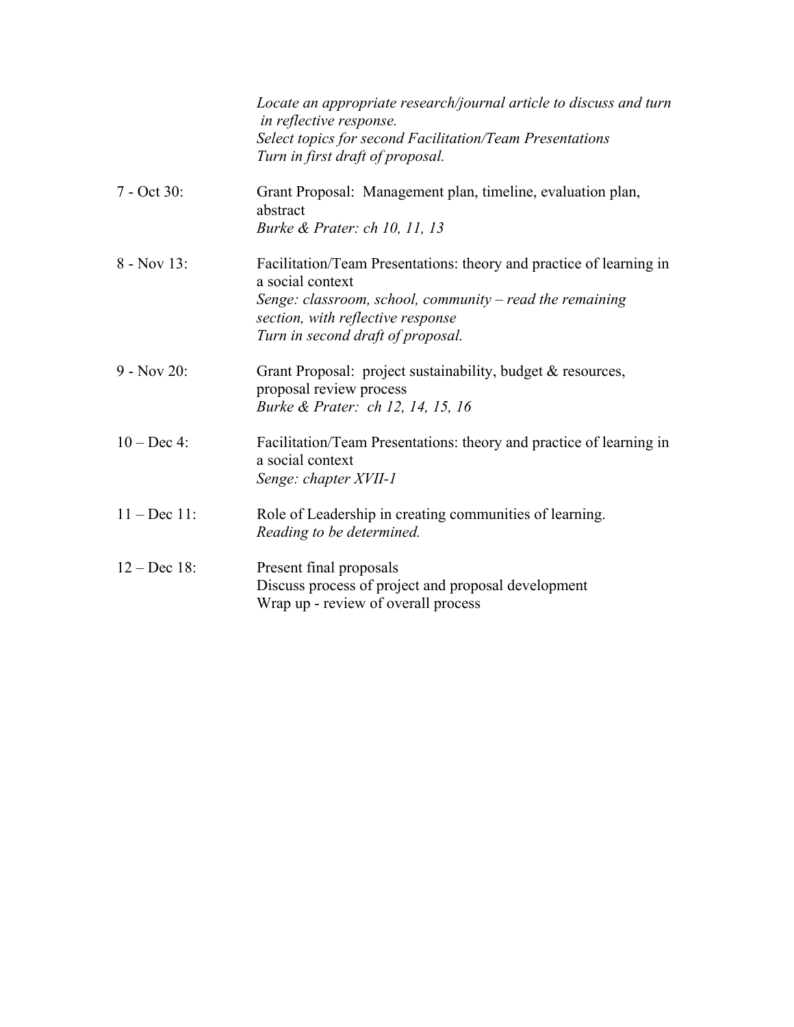| | |
|---|---|
| | *Locate an appropriate research/journal article to discuss and turn in reflective response.*<br>*Select topics for second Facilitation/Team Presentations*<br>*Turn in first draft of proposal.* |
| 7 - Oct 30: | Grant Proposal: Management plan, timeline, evaluation plan, abstract<br>*Burke & Prater: ch 10, 11, 13* |
| 8 - Nov 13: | Facilitation/Team Presentations: theory and practice of learning in a social context<br>*Senge: classroom, school, community – read the remaining section, with reflective response*<br>*Turn in second draft of proposal.* |
| 9 - Nov 20: | Grant Proposal: project sustainability, budget & resources, proposal review process<br>*Burke & Prater: ch 12, 14, 15, 16* |
| 10 – Dec 4: | Facilitation/Team Presentations: theory and practice of learning in a social context<br>*Senge: chapter XVII-1* |
| 11 – Dec 11: | Role of Leadership in creating communities of learning.<br>*Reading to be determined.* |
| 12 – Dec 18: | Present final proposals<br>Discuss process of project and proposal development<br>Wrap up - review of overall process |